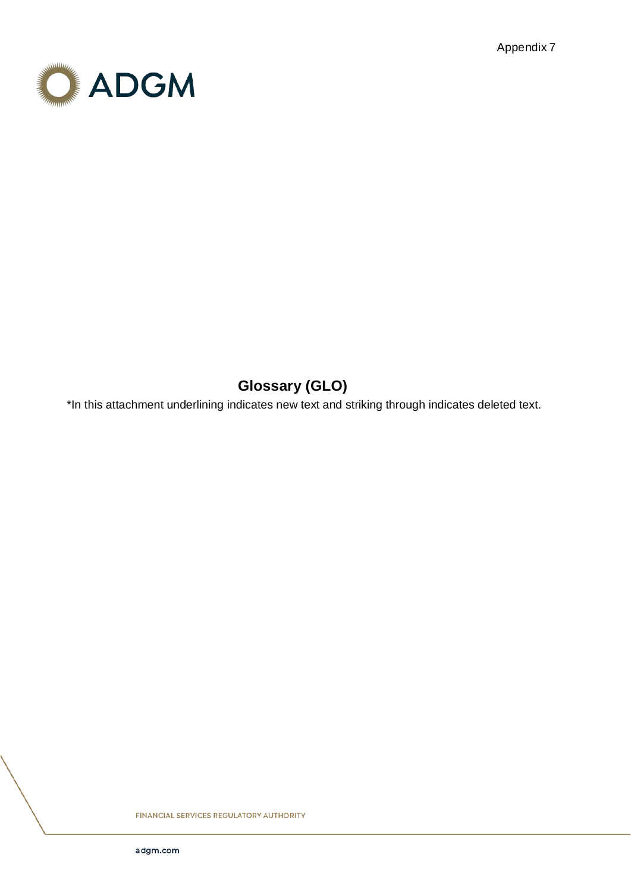Appendix 7

# Glossary (GLO)

*In this attachment underlining indicates new text and striking through indicates deleted text.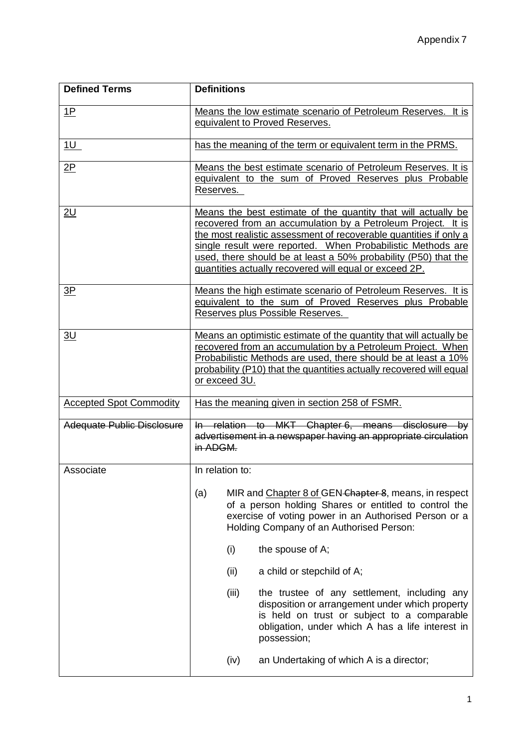Appendix 7

| Defined Terms | Definitions |
|---|---|
| <u>1P</u> | <u>Means the low estimate scenario of Petroleum Reserves. It is equivalent to Proved Reserves.</u> |
| <u>1U</u> | <u>has the meaning of the term or equivalent term in the PRMS.</u> |
| <u>2P</u> | <u>Means the best estimate scenario of Petroleum Reserves. It is equivalent to the sum of Proved Reserves plus Probable Reserves.</u> |
| <u>2U</u> | <u>Means the best estimate of the quantity that will actually be recovered from an accumulation by a Petroleum Project. It is the most realistic assessment of recoverable quantities if only a single result were reported. When Probabilistic Methods are used, there should be at least a 50% probability (P50) that the quantities actually recovered will equal or exceed 2P.</u> |
| <u>3P</u> | <u>Means the high estimate scenario of Petroleum Reserves. It is equivalent to the sum of Proved Reserves plus Probable Reserves plus Possible Reserves.</u> |
| <u>3U</u> | <u>Means an optimistic estimate of the quantity that will actually be recovered from an accumulation by a Petroleum Project. When Probabilistic Methods are used, there should be at least a 10% probability (P10) that the quantities actually recovered will equal or exceed 3U.</u> |
| <u>Accepted Spot Commodity</u> | <u>Has the meaning given in section 258 of FSMR.</u> |
| ~~Adequate Public Disclosure~~ | ~~In relation to MKT Chapter 6, means disclosure by advertisement in a newspaper having an appropriate circulation in ADGM.~~ |
| Associate | In relation to:<br><br>(a) MIR and <u>Chapter 8 of</u> GEN ~~Chapter 8~~, means, in respect of a person holding Shares or entitled to control the exercise of voting power in an Authorised Person or a Holding Company of an Authorised Person:<br><br>(i) the spouse of A;<br><br>(ii) a child or stepchild of A;<br><br>(iii) the trustee of any settlement, including any disposition or arrangement under which property is held on trust or subject to a comparable obligation, under which A has a life interest in possession;<br><br>(iv) an Undertaking of which A is a director; |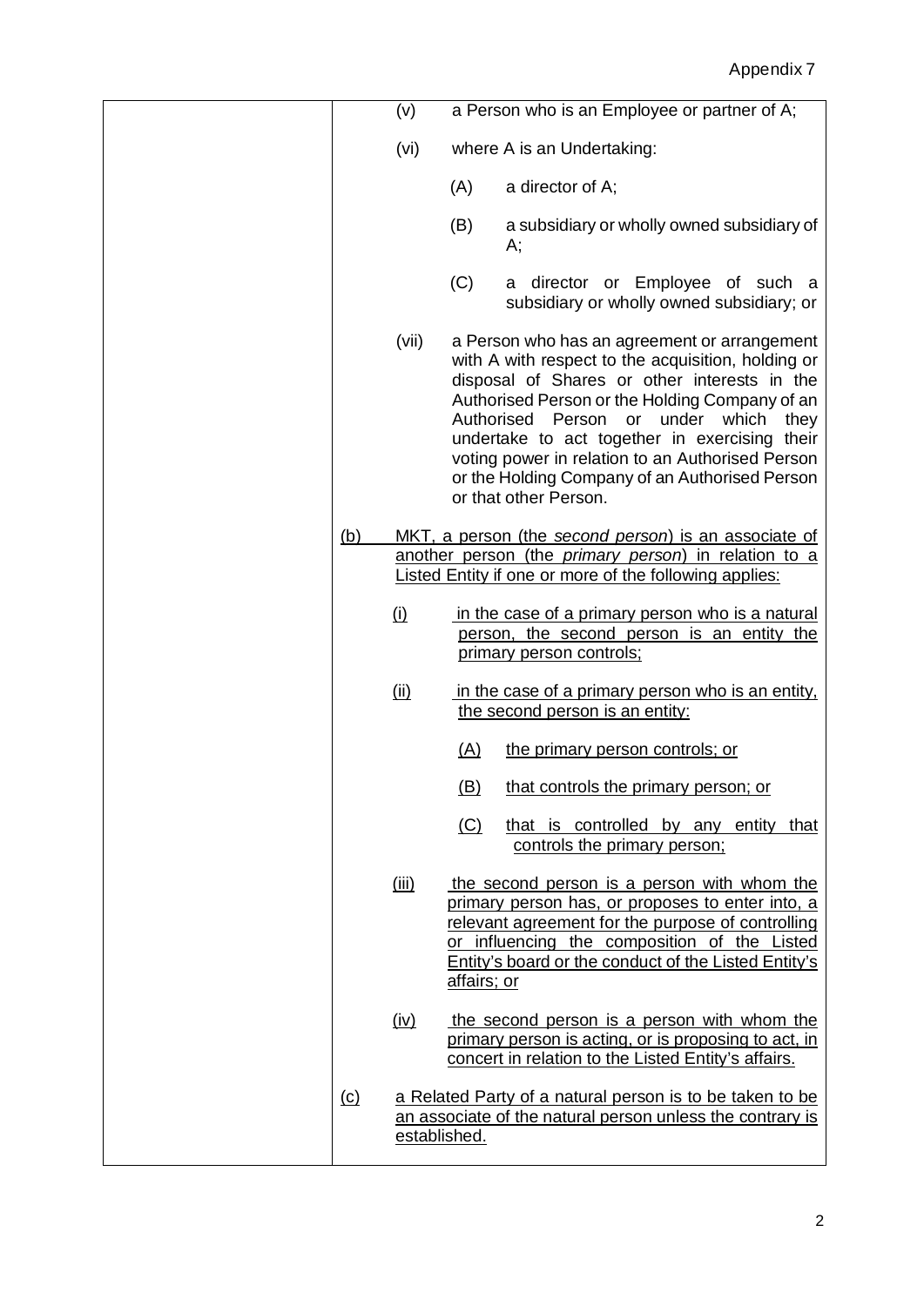(v) a Person who is an Employee or partner of A;

(vi) where A is an Undertaking:

(A) a director of A;

(B) a subsidiary or wholly owned subsidiary of A;

(C) a director or Employee of such a subsidiary or wholly owned subsidiary; or

(vii) a Person who has an agreement or arrangement with A with respect to the acquisition, holding or disposal of Shares or other interests in the Authorised Person or the Holding Company of an Authorised Person or under which they undertake to act together in exercising their voting power in relation to an Authorised Person or the Holding Company of an Authorised Person or that other Person.

(b) MKT, a person (the *second person*) is an associate of another person (the *primary person*) in relation to a Listed Entity if one or more of the following applies:

(i) in the case of a primary person who is a natural person, the second person is an entity the primary person controls;

(ii) in the case of a primary person who is an entity, the second person is an entity:

(A) the primary person controls; or

(B) that controls the primary person; or

(C) that is controlled by any entity that controls the primary person;

(iii) the second person is a person with whom the primary person has, or proposes to enter into, a relevant agreement for the purpose of controlling or influencing the composition of the Listed Entity's board or the conduct of the Listed Entity's affairs; or

(iv) the second person is a person with whom the primary person is acting, or is proposing to act, in concert in relation to the Listed Entity's affairs.

(c) a Related Party of a natural person is to be taken to be an associate of the natural person unless the contrary is established.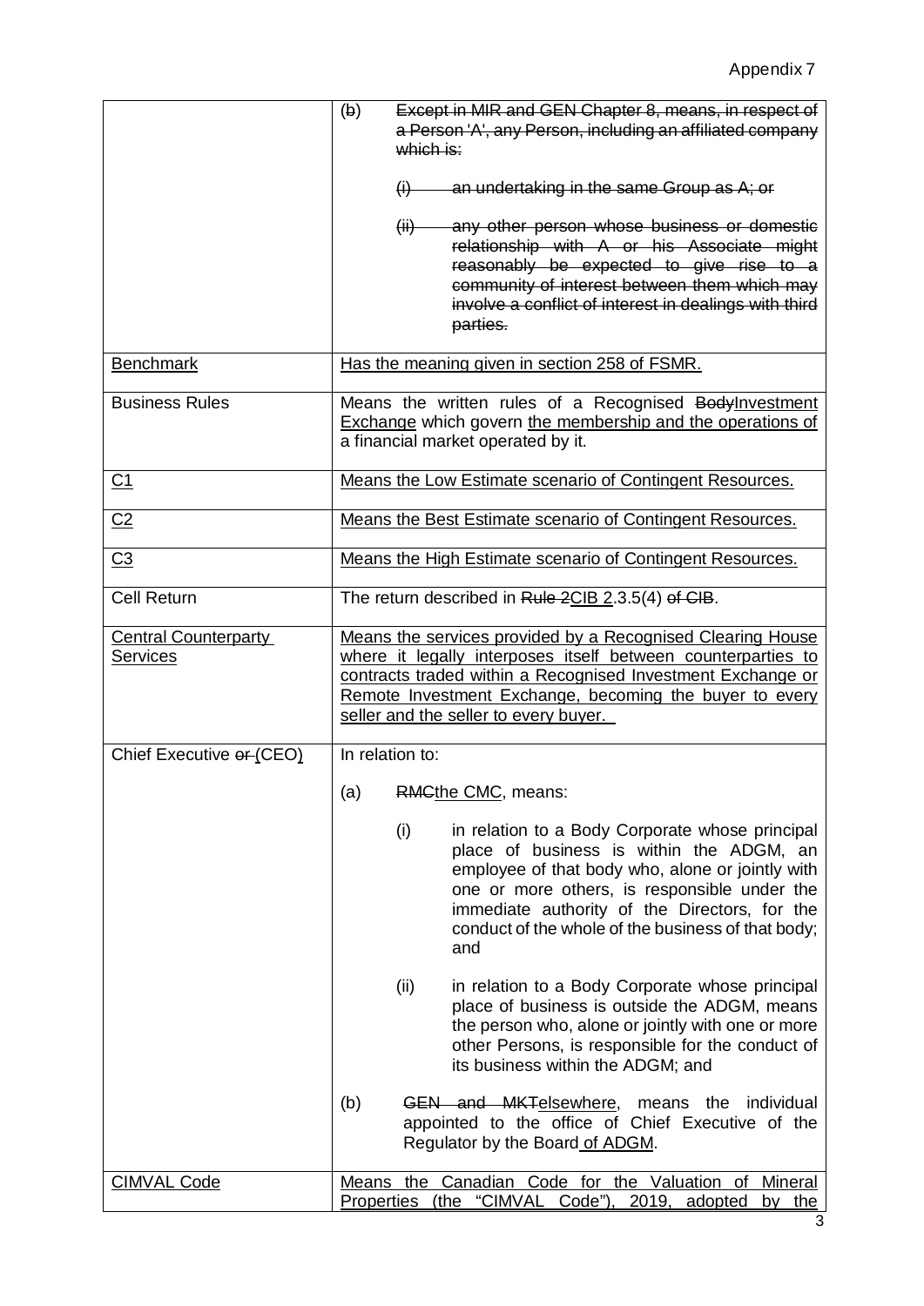| | |
|---|---|
| | (b) ~~Except in MIR and GEN Chapter 8, means, in respect of a Person 'A', any Person, including an affiliated company which is:~~<br><br>~~(i) an undertaking in the same Group as A; or~~<br><br>~~(ii) any other person whose business or domestic relationship with A or his Associate might reasonably be expected to give rise to a community of interest between them which may involve a conflict of interest in dealings with third parties.~~ |
| <u>Benchmark</u> | <u>Has the meaning given in section 258 of FSMR.</u> |
| Business Rules | Means the written rules of a Recognised ~~Body~~<u>Investment Exchange</u> which govern <u>the membership and the operations of</u> a financial market operated by it. |
| <u>C1</u> | <u>Means the Low Estimate scenario of Contingent Resources.</u> |
| <u>C2</u> | <u>Means the Best Estimate scenario of Contingent Resources.</u> |
| <u>C3</u> | <u>Means the High Estimate scenario of Contingent Resources.</u> |
| Cell Return | The return described in ~~Rule 2~~<u>CIB 2</u>.3.5(4) ~~of CIB~~. |
| <u>Central Counterparty Services</u> | <u>Means the services provided by a Recognised Clearing House where it legally interposes itself between counterparties to contracts traded within a Recognised Investment Exchange or Remote Investment Exchange, becoming the buyer to every seller and the seller to every buyer.</u> |
| Chief Executive ~~or~~ <u>(</u>CEO<u>)</u> | In relation to:<br><br>(a) ~~RMC~~<u>the CMC</u>, means:<br><br>(i) in relation to a Body Corporate whose principal place of business is within the ADGM, an employee of that body who, alone or jointly with one or more others, is responsible under the immediate authority of the Directors, for the conduct of the whole of the business of that body; and<br><br>(ii) in relation to a Body Corporate whose principal place of business is outside the ADGM, means the person who, alone or jointly with one or more other Persons, is responsible for the conduct of its business within the ADGM; and<br><br>(b) ~~GEN and MKT~~<u>elsewhere</u>, means the individual appointed to the office of Chief Executive of the Regulator by the Board <u>of ADGM</u>. |
| <u>CIMVAL Code</u> | <u>Means the Canadian Code for the Valuation of Mineral Properties (the "CIMVAL Code"), 2019, adopted by the</u> |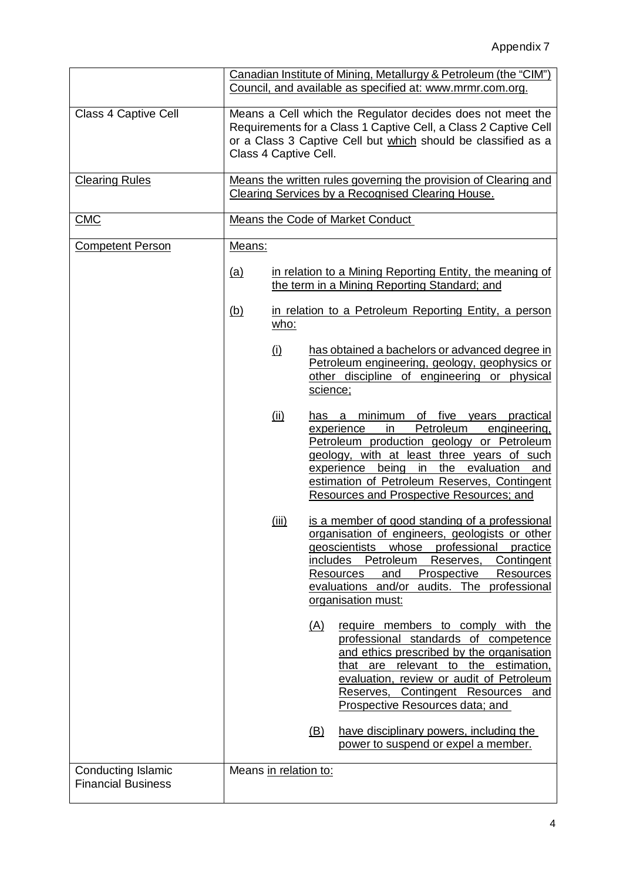Appendix 7

| | |
|---|---|
| | Canadian Institute of Mining, Metallurgy & Petroleum (the "CIM") Council, and available as specified at: www.mrmr.com.org. |
| Class 4 Captive Cell | Means a Cell which the Regulator decides does not meet the Requirements for a Class 1 Captive Cell, a Class 2 Captive Cell or a Class 3 Captive Cell but which should be classified as a Class 4 Captive Cell. |
| Clearing Rules | Means the written rules governing the provision of Clearing and Clearing Services by a Recognised Clearing House. |
| CMC | Means the Code of Market Conduct |
| Competent Person | Means:<br><br>(a) in relation to a Mining Reporting Entity, the meaning of the term in a Mining Reporting Standard; and<br><br>(b) in relation to a Petroleum Reporting Entity, a person who:<br><br>(i) has obtained a bachelors or advanced degree in Petroleum engineering, geology, geophysics or other discipline of engineering or physical science;<br><br>(ii) has a minimum of five years practical experience in Petroleum engineering, Petroleum production geology or Petroleum geology, with at least three years of such experience being in the evaluation and estimation of Petroleum Reserves, Contingent Resources and Prospective Resources; and<br><br>(iii) is a member of good standing of a professional organisation of engineers, geologists or other geoscientists whose professional practice includes Petroleum Reserves, Contingent Resources and Prospective Resources evaluations and/or audits. The professional organisation must:<br><br>(A) require members to comply with the professional standards of competence and ethics prescribed by the organisation that are relevant to the estimation, evaluation, review or audit of Petroleum Reserves, Contingent Resources and Prospective Resources data; and<br><br>(B) have disciplinary powers, including the power to suspend or expel a member. |
| Conducting Islamic Financial Business | Means in relation to: |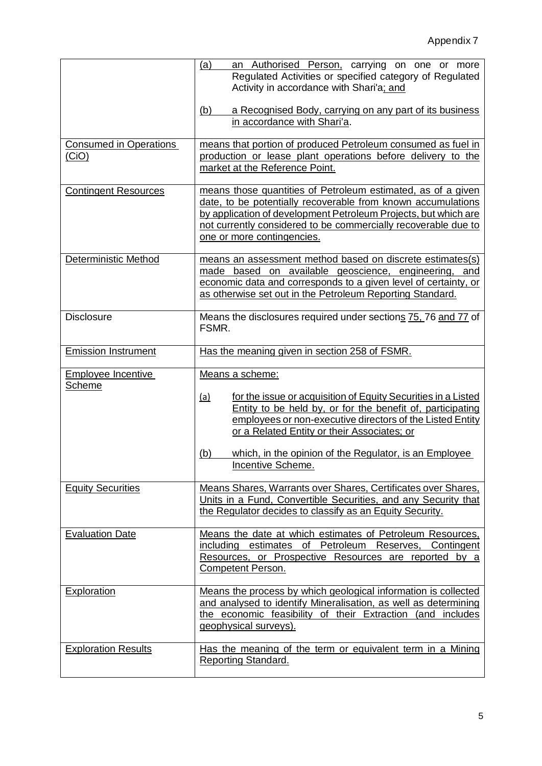| | |
|---|---|
| | (a) an Authorised Person, carrying on one or more Regulated Activities or specified category of Regulated Activity in accordance with Shari'a; and<br><br>(b) a Recognised Body, carrying on any part of its business in accordance with Shari'a. |
| Consumed in Operations (CiO) | means that portion of produced Petroleum consumed as fuel in production or lease plant operations before delivery to the market at the Reference Point. |
| Contingent Resources | means those quantities of Petroleum estimated, as of a given date, to be potentially recoverable from known accumulations by application of development Petroleum Projects, but which are not currently considered to be commercially recoverable due to one or more contingencies. |
| Deterministic Method | means an assessment method based on discrete estimates(s) made based on available geoscience, engineering, and economic data and corresponds to a given level of certainty, or as otherwise set out in the Petroleum Reporting Standard. |
| Disclosure | Means the disclosures required under sections 75, 76 and 77 of FSMR. |
| Emission Instrument | Has the meaning given in section 258 of FSMR. |
| Employee Incentive Scheme | Means a scheme:<br><br>(a) for the issue or acquisition of Equity Securities in a Listed Entity to be held by, or for the benefit of, participating employees or non-executive directors of the Listed Entity or a Related Entity or their Associates; or<br><br>(b) which, in the opinion of the Regulator, is an Employee Incentive Scheme. |
| Equity Securities | Means Shares, Warrants over Shares, Certificates over Shares, Units in a Fund, Convertible Securities, and any Security that the Regulator decides to classify as an Equity Security. |
| Evaluation Date | Means the date at which estimates of Petroleum Resources, including estimates of Petroleum Reserves, Contingent Resources, or Prospective Resources are reported by a Competent Person. |
| Exploration | Means the process by which geological information is collected and analysed to identify Mineralisation, as well as determining the economic feasibility of their Extraction (and includes geophysical surveys). |
| Exploration Results | Has the meaning of the term or equivalent term in a Mining Reporting Standard. |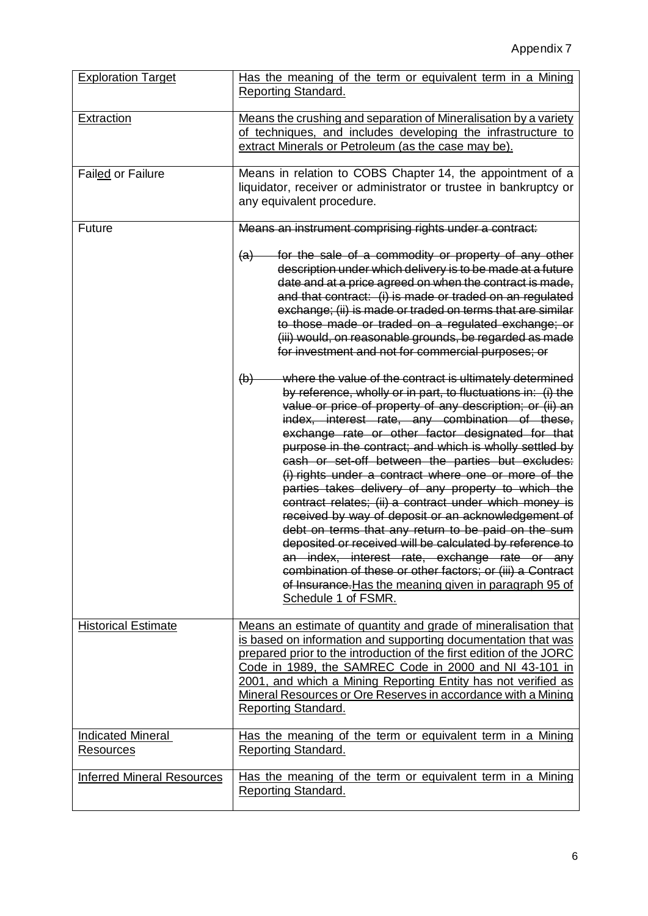| Exploration Target | Has the meaning of the term or equivalent term in a Mining Reporting Standard. |
|---|---|
| Extraction | Means the crushing and separation of Mineralisation by a variety of techniques, and includes developing the infrastructure to extract Minerals or Petroleum (as the case may be). |
| Failed or Failure | Means in relation to COBS Chapter 14, the appointment of a liquidator, receiver or administrator or trustee in bankruptcy or any equivalent procedure. |
| Future | ~~Means an instrument comprising rights under a contract:~~ ~~(a) for the sale of a commodity or property of any other description under which delivery is to be made at a future date and at a price agreed on when the contract is made, and that contract: (i) is made or traded on an regulated exchange; (ii) is made or traded on terms that are similar to those made or traded on a regulated exchange; or (iii) would, on reasonable grounds, be regarded as made for investment and not for commercial purposes; or~~ ~~(b) where the value of the contract is ultimately determined by reference, wholly or in part, to fluctuations in: (i) the value or price of property of any description; or (ii) an index, interest rate, any combination of these, exchange rate or other factor designated for that purpose in the contract; and which is wholly settled by cash or set-off between the parties but excludes: (i) rights under a contract where one or more of the parties takes delivery of any property to which the contract relates; (ii) a contract under which money is received by way of deposit or an acknowledgement of debt on terms that any return to be paid on the sum deposited or received will be calculated by reference to an index, interest rate, exchange rate or any combination of these or other factors; or (iii) a Contract of Insurance.~~ Has the meaning given in paragraph 95 of Schedule 1 of FSMR. |
| Historical Estimate | Means an estimate of quantity and grade of mineralisation that is based on information and supporting documentation that was prepared prior to the introduction of the first edition of the JORC Code in 1989, the SAMREC Code in 2000 and NI 43-101 in 2001, and which a Mining Reporting Entity has not verified as Mineral Resources or Ore Reserves in accordance with a Mining Reporting Standard. |
| Indicated Mineral Resources | Has the meaning of the term or equivalent term in a Mining Reporting Standard. |
| Inferred Mineral Resources | Has the meaning of the term or equivalent term in a Mining Reporting Standard. |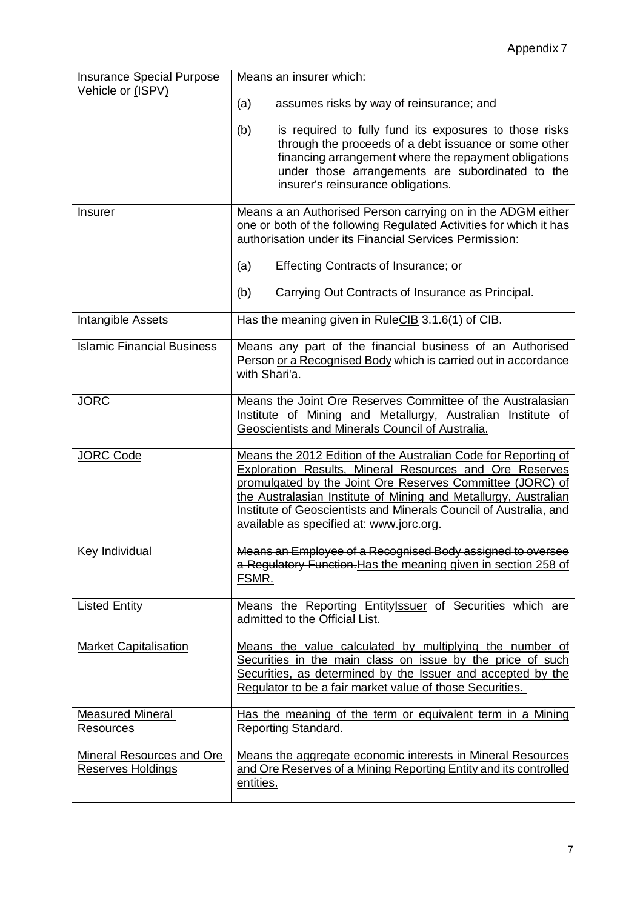| | |
|---|---|
| Insurance Special Purpose Vehicle ~~or~~ (ISPV) | Means an insurer which:<br><br>(a) assumes risks by way of reinsurance; and<br><br>(b) is required to fully fund its exposures to those risks through the proceeds of a debt issuance or some other financing arrangement where the repayment obligations under those arrangements are subordinated to the insurer's reinsurance obligations. |
| Insurer | Means ~~a~~ an Authorised Person carrying on in ~~the~~ ADGM ~~either~~ one or both of the following Regulated Activities for which it has authorisation under its Financial Services Permission:<br><br>(a) Effecting Contracts of Insurance; ~~or~~<br><br>(b) Carrying Out Contracts of Insurance as Principal. |
| Intangible Assets | Has the meaning given in ~~Rule~~CIB 3.1.6(1) ~~of CIB~~. |
| Islamic Financial Business | Means any part of the financial business of an Authorised Person or a Recognised Body which is carried out in accordance with Shari'a. |
| JORC | Means the Joint Ore Reserves Committee of the Australasian Institute of Mining and Metallurgy, Australian Institute of Geoscientists and Minerals Council of Australia. |
| JORC Code | Means the 2012 Edition of the Australian Code for Reporting of Exploration Results, Mineral Resources and Ore Reserves promulgated by the Joint Ore Reserves Committee (JORC) of the Australasian Institute of Mining and Metallurgy, Australian Institute of Geoscientists and Minerals Council of Australia, and available as specified at: www.jorc.org. |
| Key Individual | ~~Means an Employee of a Recognised Body assigned to oversee a Regulatory Function.~~Has the meaning given in section 258 of FSMR. |
| Listed Entity | Means the ~~Reporting Entity~~Issuer of Securities which are admitted to the Official List. |
| Market Capitalisation | Means the value calculated by multiplying the number of Securities in the main class on issue by the price of such Securities, as determined by the Issuer and accepted by the Regulator to be a fair market value of those Securities. |
| Measured Mineral Resources | Has the meaning of the term or equivalent term in a Mining Reporting Standard. |
| Mineral Resources and Ore Reserves Holdings | Means the aggregate economic interests in Mineral Resources and Ore Reserves of a Mining Reporting Entity and its controlled entities. |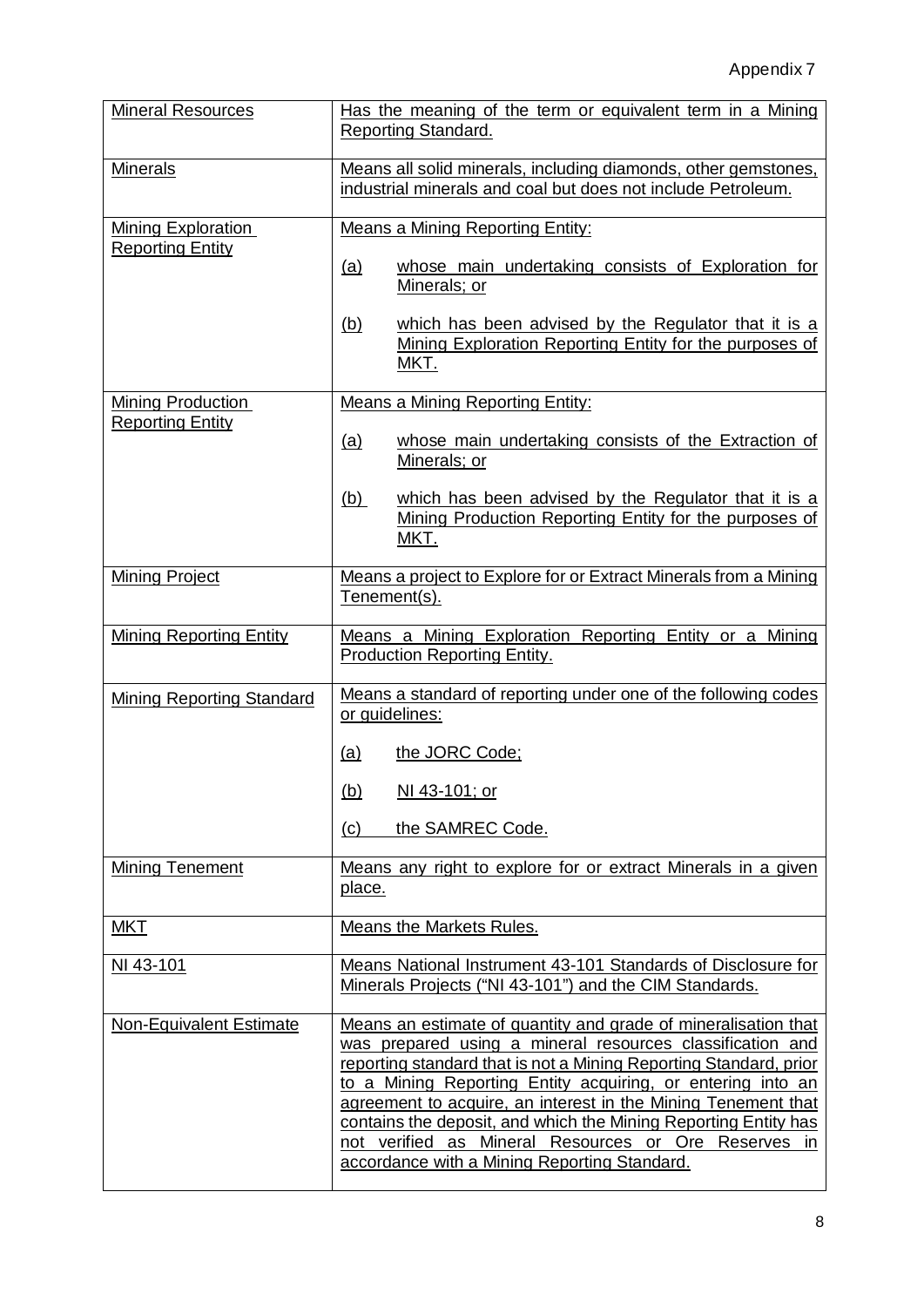Appendix 7

| | |
|---|---|
| Mineral Resources | Has the meaning of the term or equivalent term in a Mining Reporting Standard. |
| Minerals | Means all solid minerals, including diamonds, other gemstones, industrial minerals and coal but does not include Petroleum. |
| Mining Exploration Reporting Entity | Means a Mining Reporting Entity:<br><br>(a) whose main undertaking consists of Exploration for Minerals; or<br><br>(b) which has been advised by the Regulator that it is a Mining Exploration Reporting Entity for the purposes of MKT. |
| Mining Production Reporting Entity | Means a Mining Reporting Entity:<br><br>(a) whose main undertaking consists of the Extraction of Minerals; or<br><br>(b) which has been advised by the Regulator that it is a Mining Production Reporting Entity for the purposes of MKT. |
| Mining Project | Means a project to Explore for or Extract Minerals from a Mining Tenement(s). |
| Mining Reporting Entity | Means a Mining Exploration Reporting Entity or a Mining Production Reporting Entity. |
| Mining Reporting Standard | Means a standard of reporting under one of the following codes or guidelines:<br><br>(a) the JORC Code;<br><br>(b) NI 43-101; or<br><br>(c) the SAMREC Code. |
| Mining Tenement | Means any right to explore for or extract Minerals in a given place. |
| MKT | Means the Markets Rules. |
| NI 43-101 | Means National Instrument 43-101 Standards of Disclosure for Minerals Projects ("NI 43-101") and the CIM Standards. |
| Non-Equivalent Estimate | Means an estimate of quantity and grade of mineralisation that was prepared using a mineral resources classification and reporting standard that is not a Mining Reporting Standard, prior to a Mining Reporting Entity acquiring, or entering into an agreement to acquire, an interest in the Mining Tenement that contains the deposit, and which the Mining Reporting Entity has not verified as Mineral Resources or Ore Reserves in accordance with a Mining Reporting Standard. |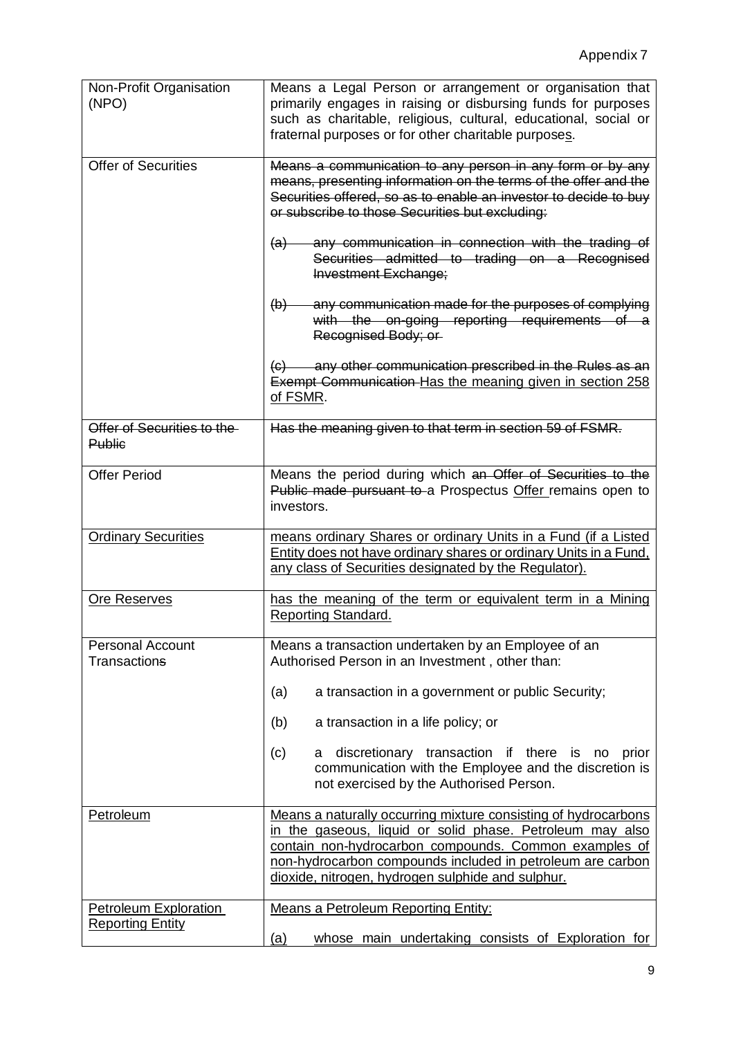| Non-Profit Organisation (NPO) | Means a Legal Person or arrangement or organisation that primarily engages in raising or disbursing funds for purposes such as charitable, religious, cultural, educational, social or fraternal purposes or for other charitable purpose<u>s</u>. |
|---|---|
| Offer of Securities | ~~Means a communication to any person in any form or by any means, presenting information on the terms of the offer and the Securities offered, so as to enable an investor to decide to buy or subscribe to those Securities but excluding:~~<br><br>~~(a) any communication in connection with the trading of Securities admitted to trading on a Recognised Investment Exchange;~~<br><br>~~(b) any communication made for the purposes of complying with the on-going reporting requirements of a Recognised Body; or~~<br><br>~~(c) any other communication prescribed in the Rules as an Exempt Communication~~ <u>Has the meaning given in section 258 of FSMR</u>. |
| ~~Offer of Securities to the Public~~ | ~~Has the meaning given to that term in section 59 of FSMR.~~ |
| Offer Period | Means the period during which ~~an Offer of Securities to the Public made pursuant to~~ a Prospectus <u>Offer</u> remains open to investors. |
| <u>Ordinary Securities</u> | <u>means ordinary Shares or ordinary Units in a Fund (if a Listed Entity does not have ordinary shares or ordinary Units in a Fund, any class of Securities designated by the Regulator).</u> |
| <u>Ore Reserves</u> | <u>has the meaning of the term or equivalent term in a Mining Reporting Standard.</u> |
| Personal Account Transaction~~s~~ | Means a transaction undertaken by an Employee of an Authorised Person in an Investment , other than:<br><br>(a) a transaction in a government or public Security;<br><br>(b) a transaction in a life policy; or<br><br>(c) a discretionary transaction if there is no prior communication with the Employee and the discretion is not exercised by the Authorised Person. |
| <u>Petroleum</u> | <u>Means a naturally occurring mixture consisting of hydrocarbons in the gaseous, liquid or solid phase. Petroleum may also contain non-hydrocarbon compounds. Common examples of non-hydrocarbon compounds included in petroleum are carbon dioxide, nitrogen, hydrogen sulphide and sulphur.</u> |
| <u>Petroleum Exploration Reporting Entity</u> | <u>Means a Petroleum Reporting Entity:</u><br><br><u>(a) whose main undertaking consists of Exploration for</u> |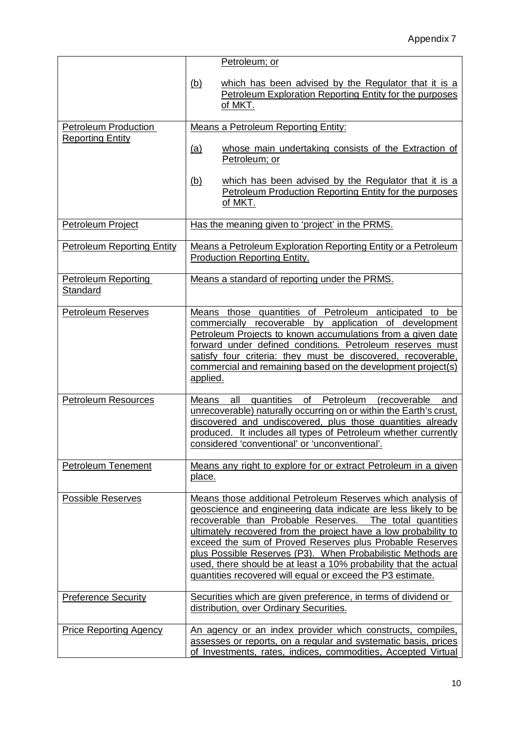| | |
|---|---|
| | Petroleum; or<br><br>(b) which has been advised by the Regulator that it is a Petroleum Exploration Reporting Entity for the purposes of MKT. |
| Petroleum Production Reporting Entity | Means a Petroleum Reporting Entity:<br><br>(a) whose main undertaking consists of the Extraction of Petroleum; or<br><br>(b) which has been advised by the Regulator that it is a Petroleum Production Reporting Entity for the purposes of MKT. |
| Petroleum Project | Has the meaning given to 'project' in the PRMS. |
| Petroleum Reporting Entity | Means a Petroleum Exploration Reporting Entity or a Petroleum Production Reporting Entity. |
| Petroleum Reporting Standard | Means a standard of reporting under the PRMS. |
| Petroleum Reserves | Means those quantities of Petroleum anticipated to be commercially recoverable by application of development Petroleum Projects to known accumulations from a given date forward under defined conditions. Petroleum reserves must satisfy four criteria: they must be discovered, recoverable, commercial and remaining based on the development project(s) applied. |
| Petroleum Resources | Means all quantities of Petroleum (recoverable and unrecoverable) naturally occurring on or within the Earth's crust, discovered and undiscovered, plus those quantities already produced. It includes all types of Petroleum whether currently considered 'conventional' or 'unconventional'. |
| Petroleum Tenement | Means any right to explore for or extract Petroleum in a given place. |
| Possible Reserves | Means those additional Petroleum Reserves which analysis of geoscience and engineering data indicate are less likely to be recoverable than Probable Reserves. The total quantities ultimately recovered from the project have a low probability to exceed the sum of Proved Reserves plus Probable Reserves plus Possible Reserves (P3). When Probabilistic Methods are used, there should be at least a 10% probability that the actual quantities recovered will equal or exceed the P3 estimate. |
| Preference Security | Securities which are given preference, in terms of dividend or distribution, over Ordinary Securities. |
| Price Reporting Agency | An agency or an index provider which constructs, compiles, assesses or reports, on a regular and systematic basis, prices of Investments, rates, indices, commodities, Accepted Virtual |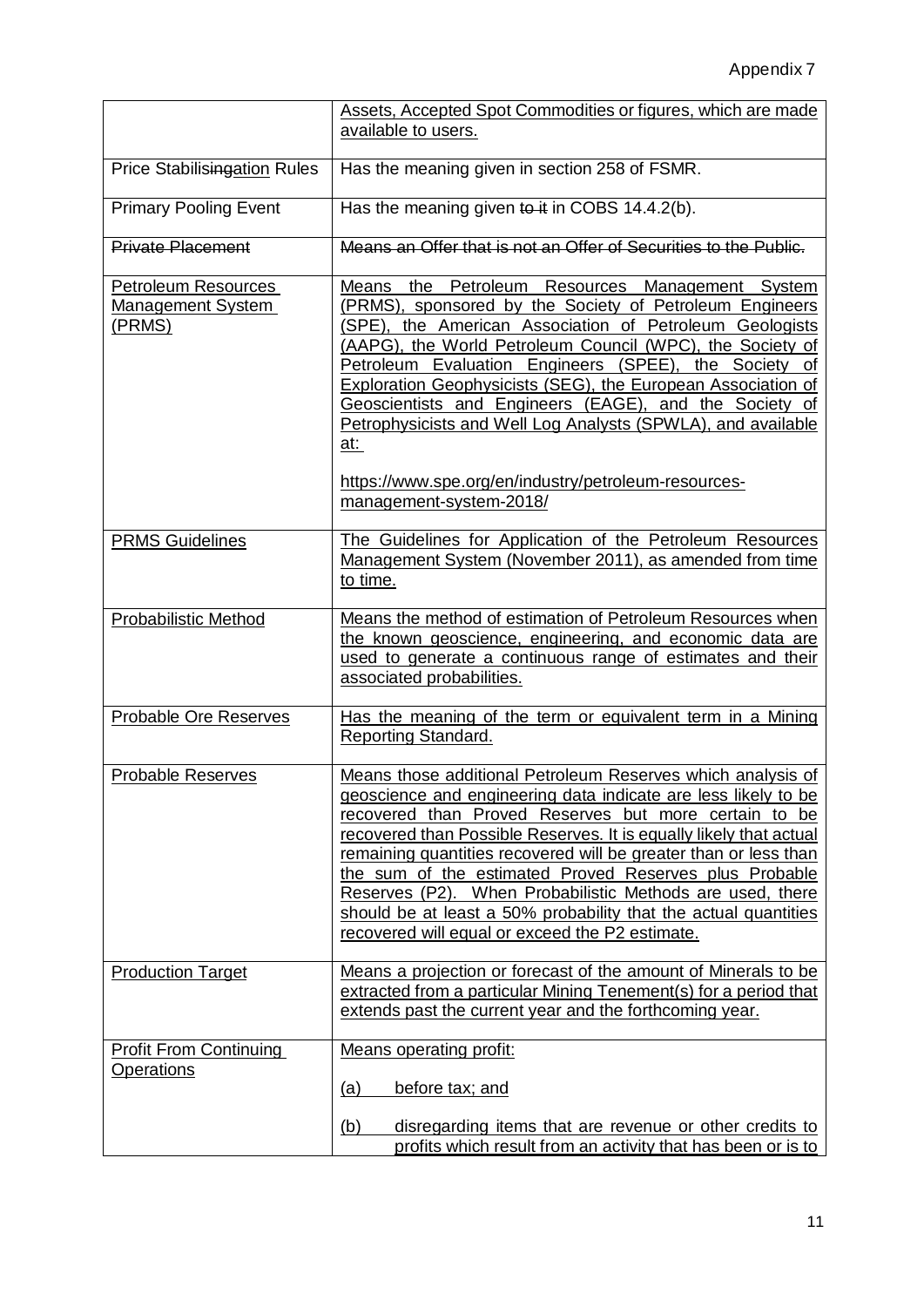| | |
|---|---|
| | Assets, Accepted Spot Commodities or figures, which are made available to users. |
| Price Stabilisingation Rules | Has the meaning given in section 258 of FSMR. |
| Primary Pooling Event | Has the meaning given to it in COBS 14.4.2(b). |
| ~~Private Placement~~ | ~~Means an Offer that is not an Offer of Securities to the Public.~~ |
| Petroleum Resources Management System (PRMS) | Means the Petroleum Resources Management System (PRMS), sponsored by the Society of Petroleum Engineers (SPE), the American Association of Petroleum Geologists (AAPG), the World Petroleum Council (WPC), the Society of Petroleum Evaluation Engineers (SPEE), the Society of Exploration Geophysicists (SEG), the European Association of Geoscientists and Engineers (EAGE), and the Society of Petrophysicists and Well Log Analysts (SPWLA), and available at: <br><br> https://www.spe.org/en/industry/petroleum-resources-management-system-2018/ |
| PRMS Guidelines | The Guidelines for Application of the Petroleum Resources Management System (November 2011), as amended from time to time. |
| Probabilistic Method | Means the method of estimation of Petroleum Resources when the known geoscience, engineering, and economic data are used to generate a continuous range of estimates and their associated probabilities. |
| Probable Ore Reserves | Has the meaning of the term or equivalent term in a Mining Reporting Standard. |
| Probable Reserves | Means those additional Petroleum Reserves which analysis of geoscience and engineering data indicate are less likely to be recovered than Proved Reserves but more certain to be recovered than Possible Reserves. It is equally likely that actual remaining quantities recovered will be greater than or less than the sum of the estimated Proved Reserves plus Probable Reserves (P2). When Probabilistic Methods are used, there should be at least a 50% probability that the actual quantities recovered will equal or exceed the P2 estimate. |
| Production Target | Means a projection or forecast of the amount of Minerals to be extracted from a particular Mining Tenement(s) for a period that extends past the current year and the forthcoming year. |
| Profit From Continuing Operations | Means operating profit: <br><br> (a) before tax; and <br><br> (b) disregarding items that are revenue or other credits to profits which result from an activity that has been or is to |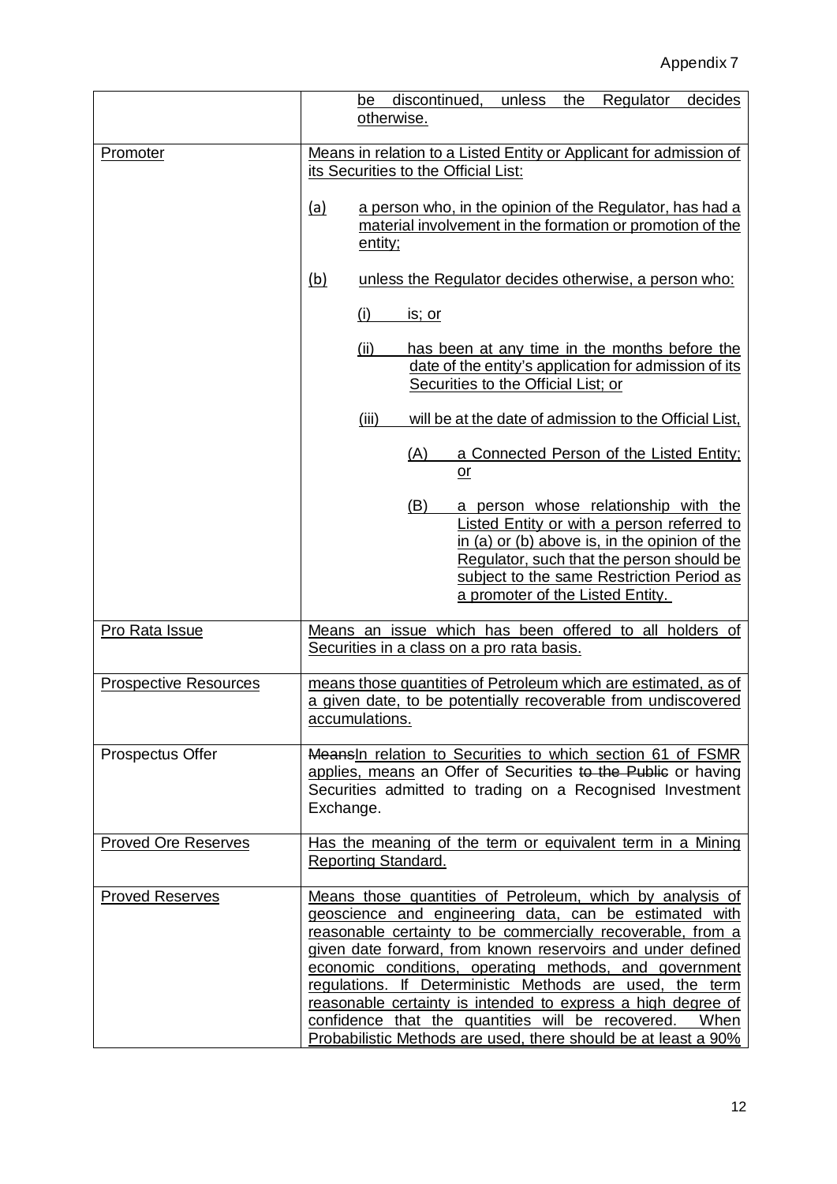| | |
|---|---|
| | be discontinued, unless the Regulator decides otherwise. |
| Promoter | Means in relation to a Listed Entity or Applicant for admission of its Securities to the Official List:<br><br>(a) a person who, in the opinion of the Regulator, has had a material involvement in the formation or promotion of the entity;<br><br>(b) unless the Regulator decides otherwise, a person who:<br><br>(i) is; or<br><br>(ii) has been at any time in the months before the date of the entity's application for admission of its Securities to the Official List; or<br><br>(iii) will be at the date of admission to the Official List,<br><br>(A) a Connected Person of the Listed Entity; or<br><br>(B) a person whose relationship with the Listed Entity or with a person referred to in (a) or (b) above is, in the opinion of the Regulator, such that the person should be subject to the same Restriction Period as a promoter of the Listed Entity. |
| Pro Rata Issue | Means an issue which has been offered to all holders of Securities in a class on a pro rata basis. |
| Prospective Resources | means those quantities of Petroleum which are estimated, as of a given date, to be potentially recoverable from undiscovered accumulations. |
| Prospectus Offer | ~~Means~~In relation to Securities to which section 61 of FSMR applies, means an Offer of Securities ~~to the Public~~ or having Securities admitted to trading on a Recognised Investment Exchange. |
| Proved Ore Reserves | Has the meaning of the term or equivalent term in a Mining Reporting Standard. |
| Proved Reserves | Means those quantities of Petroleum, which by analysis of geoscience and engineering data, can be estimated with reasonable certainty to be commercially recoverable, from a given date forward, from known reservoirs and under defined economic conditions, operating methods, and government regulations. If Deterministic Methods are used, the term reasonable certainty is intended to express a high degree of confidence that the quantities will be recovered. When Probabilistic Methods are used, there should be at least a 90% |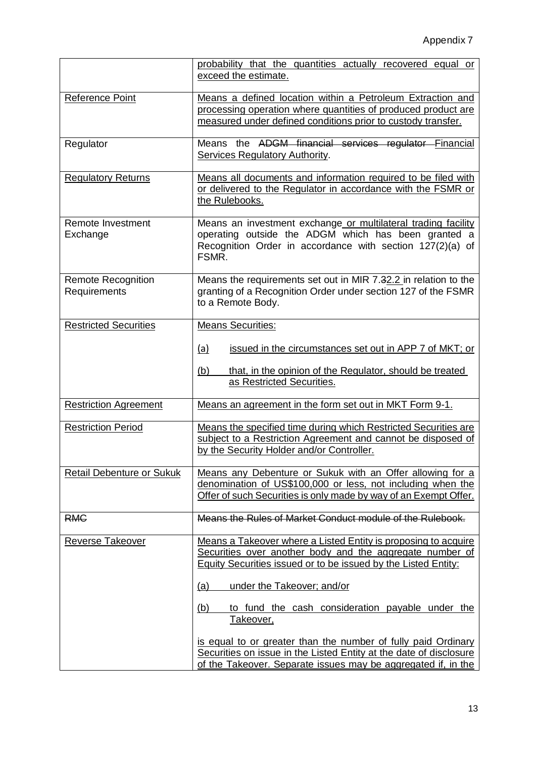| | |
|---|---|
| | probability that the quantities actually recovered equal or exceed the estimate. |
| Reference Point | Means a defined location within a Petroleum Extraction and processing operation where quantities of produced product are measured under defined conditions prior to custody transfer. |
| Regulator | Means the ~~ADGM financial services regulator~~ Financial Services Regulatory Authority. |
| Regulatory Returns | Means all documents and information required to be filed with or delivered to the Regulator in accordance with the FSMR or the Rulebooks. |
| Remote Investment Exchange | Means an investment exchange or multilateral trading facility operating outside the ADGM which has been granted a Recognition Order in accordance with section 127(2)(a) of FSMR. |
| Remote Recognition Requirements | Means the requirements set out in MIR 7.~~3~~2.2 in relation to the granting of a Recognition Order under section 127 of the FSMR to a Remote Body. |
| Restricted Securities | Means Securities:<br><br>(a) issued in the circumstances set out in APP 7 of MKT; or<br><br>(b) that, in the opinion of the Regulator, should be treated as Restricted Securities. |
| Restriction Agreement | Means an agreement in the form set out in MKT Form 9-1. |
| Restriction Period | Means the specified time during which Restricted Securities are subject to a Restriction Agreement and cannot be disposed of by the Security Holder and/or Controller. |
| Retail Debenture or Sukuk | Means any Debenture or Sukuk with an Offer allowing for a denomination of US$100,000 or less, not including when the Offer of such Securities is only made by way of an Exempt Offer. |
| ~~RMC~~ | ~~Means the Rules of Market Conduct module of the Rulebook.~~ |
| Reverse Takeover | Means a Takeover where a Listed Entity is proposing to acquire Securities over another body and the aggregate number of Equity Securities issued or to be issued by the Listed Entity:<br><br>(a) under the Takeover; and/or<br><br>(b) to fund the cash consideration payable under the Takeover,<br><br>is equal to or greater than the number of fully paid Ordinary Securities on issue in the Listed Entity at the date of disclosure of the Takeover. Separate issues may be aggregated if, in the |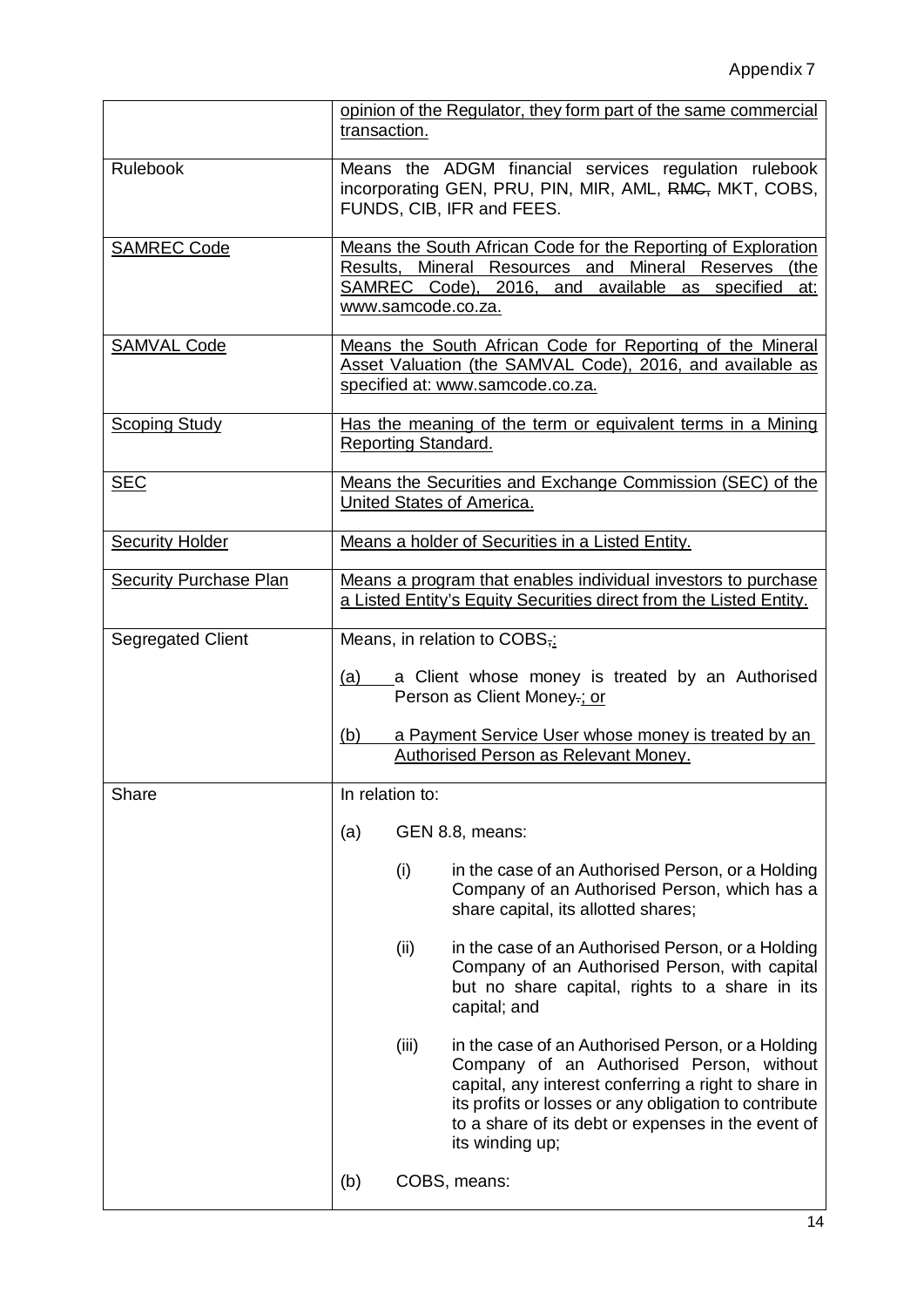| | |
|---|---|
| | opinion of the Regulator, they form part of the same commercial transaction. |
| Rulebook | Means the ADGM financial services regulation rulebook incorporating GEN, PRU, PIN, MIR, AML, ~~RMC,~~ MKT, COBS, FUNDS, CIB, IFR and FEES. |
| SAMREC Code | Means the South African Code for the Reporting of Exploration Results, Mineral Resources and Mineral Reserves (the SAMREC Code), 2016, and available as specified at: www.samcode.co.za. |
| SAMVAL Code | Means the South African Code for Reporting of the Mineral Asset Valuation (the SAMVAL Code), 2016, and available as specified at: www.samcode.co.za. |
| Scoping Study | Has the meaning of the term or equivalent terms in a Mining Reporting Standard. |
| SEC | Means the Securities and Exchange Commission (SEC) of the United States of America. |
| Security Holder | Means a holder of Securities in a Listed Entity. |
| Security Purchase Plan | Means a program that enables individual investors to purchase a Listed Entity's Equity Securities direct from the Listed Entity. |
| Segregated Client | Means, in relation to COBS~~,~~:<br><br>(a) a Client whose money is treated by an Authorised Person as Client Money~~.~~; or<br><br>(b) a Payment Service User whose money is treated by an Authorised Person as Relevant Money. |
| Share | In relation to:<br><br>(a) GEN 8.8, means:<br><br>(i) in the case of an Authorised Person, or a Holding Company of an Authorised Person, which has a share capital, its allotted shares;<br><br>(ii) in the case of an Authorised Person, or a Holding Company of an Authorised Person, with capital but no share capital, rights to a share in its capital; and<br><br>(iii) in the case of an Authorised Person, or a Holding Company of an Authorised Person, without capital, any interest conferring a right to share in its profits or losses or any obligation to contribute to a share of its debt or expenses in the event of its winding up;<br><br>(b) COBS, means: |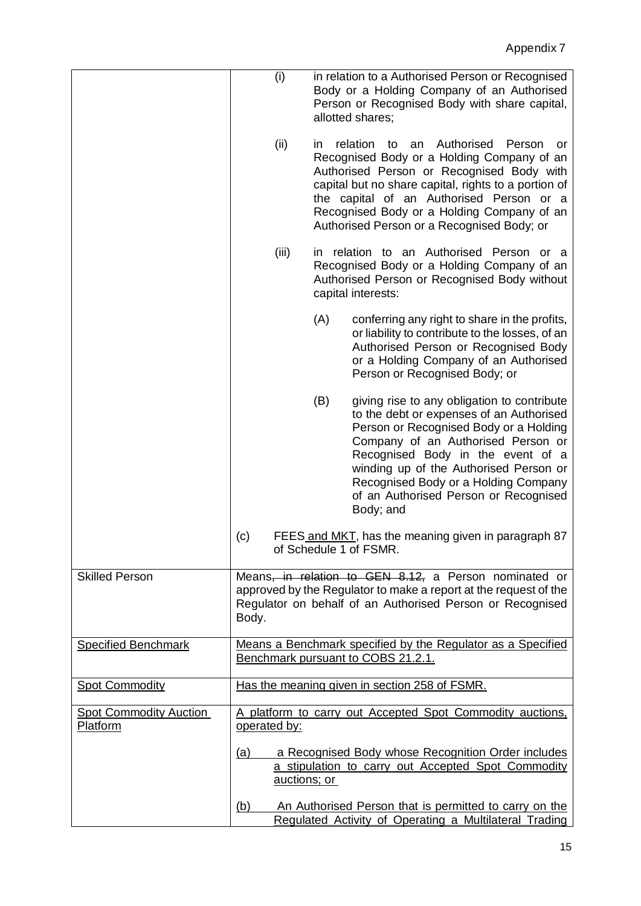| | |
|---|---|
| | (i) in relation to a Authorised Person or Recognised Body or a Holding Company of an Authorised Person or Recognised Body with share capital, allotted shares;<br><br>(ii) in relation to an Authorised Person or Recognised Body or a Holding Company of an Authorised Person or Recognised Body with capital but no share capital, rights to a portion of the capital of an Authorised Person or a Recognised Body or a Holding Company of an Authorised Person or a Recognised Body; or<br><br>(iii) in relation to an Authorised Person or a Recognised Body or a Holding Company of an Authorised Person or Recognised Body without capital interests:<br><br>(A) conferring any right to share in the profits, or liability to contribute to the losses, of an Authorised Person or Recognised Body or a Holding Company of an Authorised Person or Recognised Body; or<br><br>(B) giving rise to any obligation to contribute to the debt or expenses of an Authorised Person or Recognised Body or a Holding Company of an Authorised Person or Recognised Body in the event of a winding up of the Authorised Person or Recognised Body or a Holding Company of an Authorised Person or Recognised Body; and<br><br>(c) FEES and MKT, has the meaning given in paragraph 87 of Schedule 1 of FSMR. |
| Skilled Person | Means~~, in relation to GEN 8.12,~~ a Person nominated or approved by the Regulator to make a report at the request of the Regulator on behalf of an Authorised Person or Recognised Body. |
| Specified Benchmark | Means a Benchmark specified by the Regulator as a Specified Benchmark pursuant to COBS 21.2.1. |
| Spot Commodity | Has the meaning given in section 258 of FSMR. |
| Spot Commodity Auction Platform | A platform to carry out Accepted Spot Commodity auctions, operated by:<br><br>(a) a Recognised Body whose Recognition Order includes a stipulation to carry out Accepted Spot Commodity auctions; or<br><br>(b) An Authorised Person that is permitted to carry on the Regulated Activity of Operating a Multilateral Trading |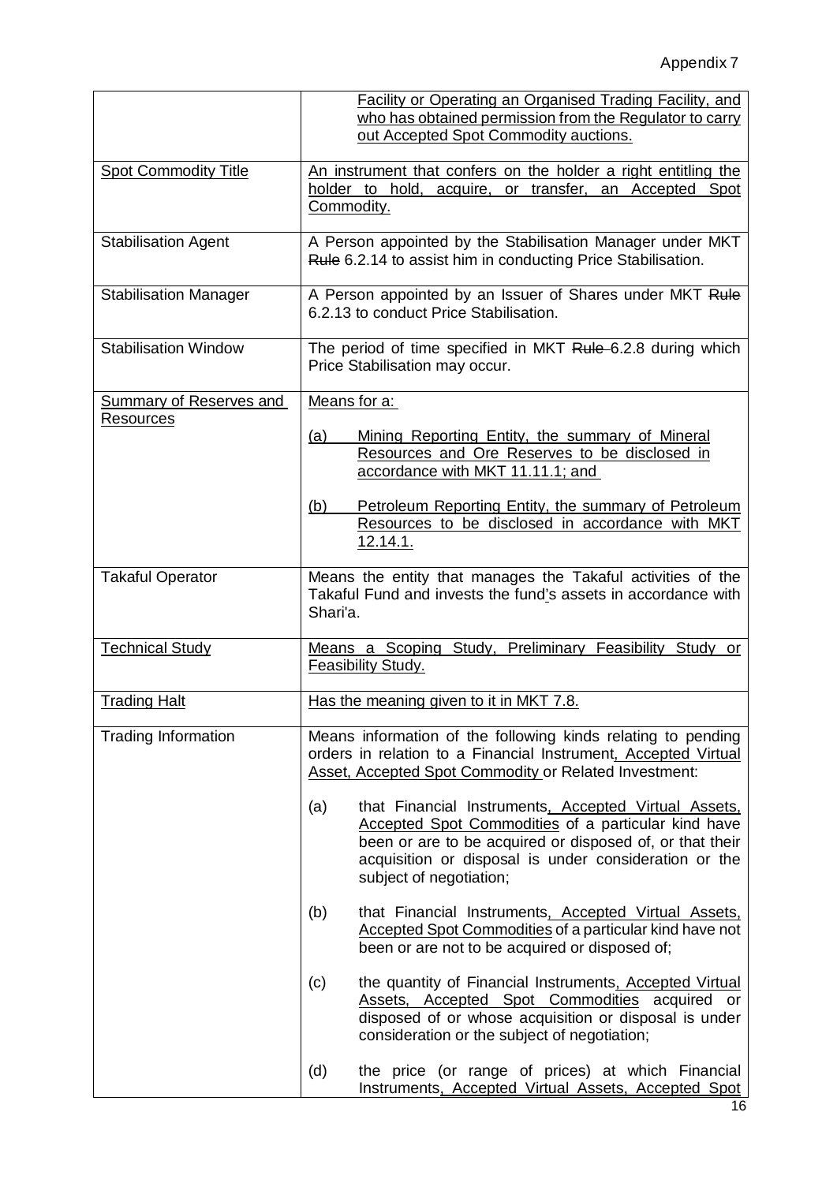| | |
|---|---|
| | Facility or Operating an Organised Trading Facility, and who has obtained permission from the Regulator to carry out Accepted Spot Commodity auctions. |
| Spot Commodity Title | An instrument that confers on the holder a right entitling the holder to hold, acquire, or transfer, an Accepted Spot Commodity. |
| Stabilisation Agent | A Person appointed by the Stabilisation Manager under MKT ~~Rule~~ 6.2.14 to assist him in conducting Price Stabilisation. |
| Stabilisation Manager | A Person appointed by an Issuer of Shares under MKT ~~Rule~~ 6.2.13 to conduct Price Stabilisation. |
| Stabilisation Window | The period of time specified in MKT ~~Rule~~ 6.2.8 during which Price Stabilisation may occur. |
| Summary of Reserves and Resources | Means for a:<br><br>(a) Mining Reporting Entity, the summary of Mineral Resources and Ore Reserves to be disclosed in accordance with MKT 11.11.1; and<br><br>(b) Petroleum Reporting Entity, the summary of Petroleum Resources to be disclosed in accordance with MKT 12.14.1. |
| Takaful Operator | Means the entity that manages the Takaful activities of the Takaful Fund and invests the fund's assets in accordance with Shari'a. |
| Technical Study | Means a Scoping Study, Preliminary Feasibility Study or Feasibility Study. |
| Trading Halt | Has the meaning given to it in MKT 7.8. |
| Trading Information | Means information of the following kinds relating to pending orders in relation to a Financial Instrument, Accepted Virtual Asset, Accepted Spot Commodity or Related Investment:<br><br>(a) that Financial Instruments, Accepted Virtual Assets, Accepted Spot Commodities of a particular kind have been or are to be acquired or disposed of, or that their acquisition or disposal is under consideration or the subject of negotiation;<br><br>(b) that Financial Instruments, Accepted Virtual Assets, Accepted Spot Commodities of a particular kind have not been or are not to be acquired or disposed of;<br><br>(c) the quantity of Financial Instruments, Accepted Virtual Assets, Accepted Spot Commodities acquired or disposed of or whose acquisition or disposal is under consideration or the subject of negotiation;<br><br>(d) the price (or range of prices) at which Financial Instruments, Accepted Virtual Assets, Accepted Spot |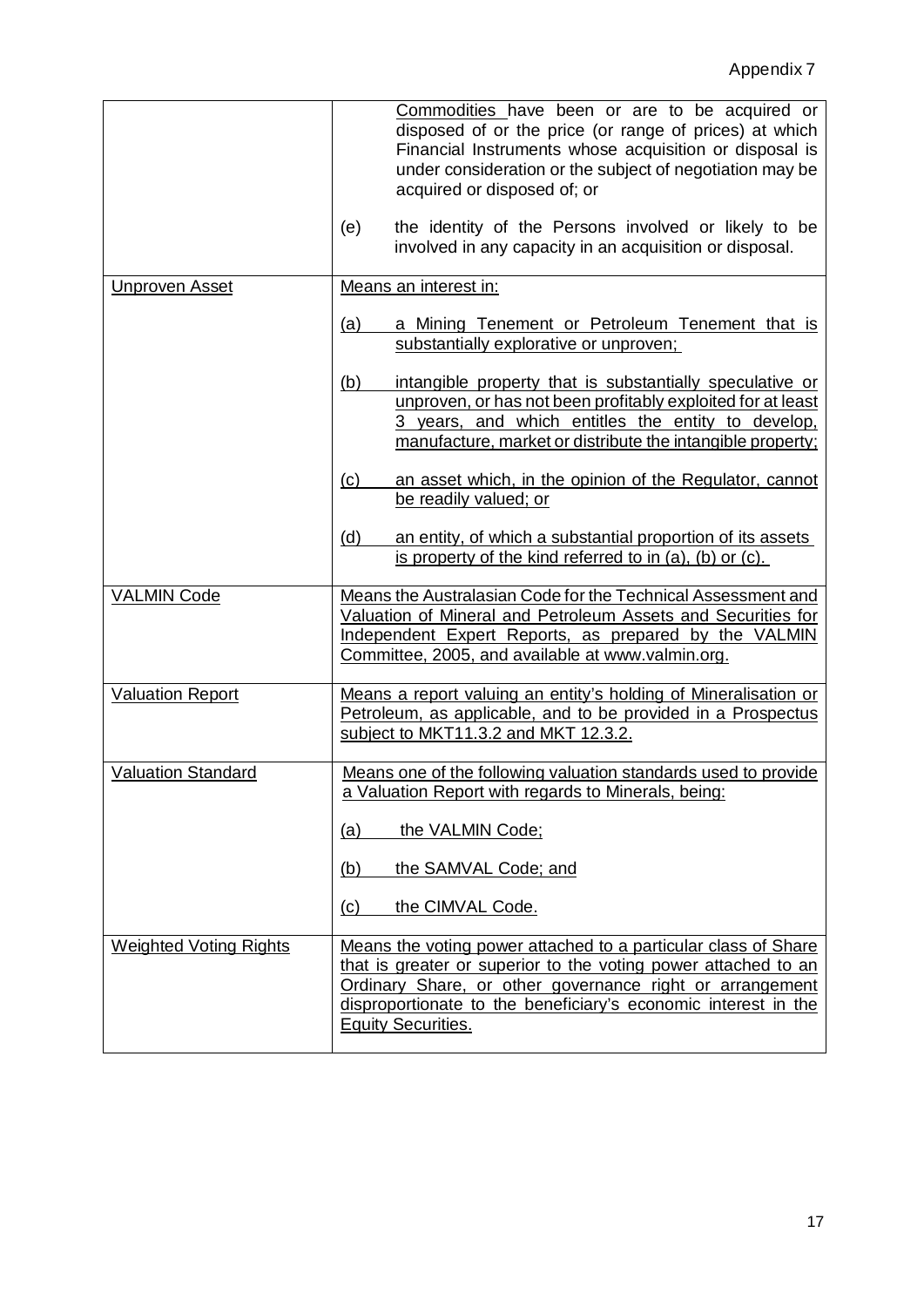| | |
|---|---|
| | Commodities have been or are to be acquired or disposed of or the price (or range of prices) at which Financial Instruments whose acquisition or disposal is under consideration or the subject of negotiation may be acquired or disposed of; or<br><br>(e) the identity of the Persons involved or likely to be involved in any capacity in an acquisition or disposal. |
| Unproven Asset | Means an interest in:<br><br>(a) a Mining Tenement or Petroleum Tenement that is substantially explorative or unproven;<br><br>(b) intangible property that is substantially speculative or unproven, or has not been profitably exploited for at least 3 years, and which entitles the entity to develop, manufacture, market or distribute the intangible property;<br><br>(c) an asset which, in the opinion of the Regulator, cannot be readily valued; or<br><br>(d) an entity, of which a substantial proportion of its assets is property of the kind referred to in (a), (b) or (c). |
| VALMIN Code | Means the Australasian Code for the Technical Assessment and Valuation of Mineral and Petroleum Assets and Securities for Independent Expert Reports, as prepared by the VALMIN Committee, 2005, and available at www.valmin.org. |
| Valuation Report | Means a report valuing an entity's holding of Mineralisation or Petroleum, as applicable, and to be provided in a Prospectus subject to MKT11.3.2 and MKT 12.3.2. |
| Valuation Standard | Means one of the following valuation standards used to provide a Valuation Report with regards to Minerals, being:<br><br>(a) the VALMIN Code;<br><br>(b) the SAMVAL Code; and<br><br>(c) the CIMVAL Code. |
| Weighted Voting Rights | Means the voting power attached to a particular class of Share that is greater or superior to the voting power attached to an Ordinary Share, or other governance right or arrangement disproportionate to the beneficiary's economic interest in the Equity Securities. |